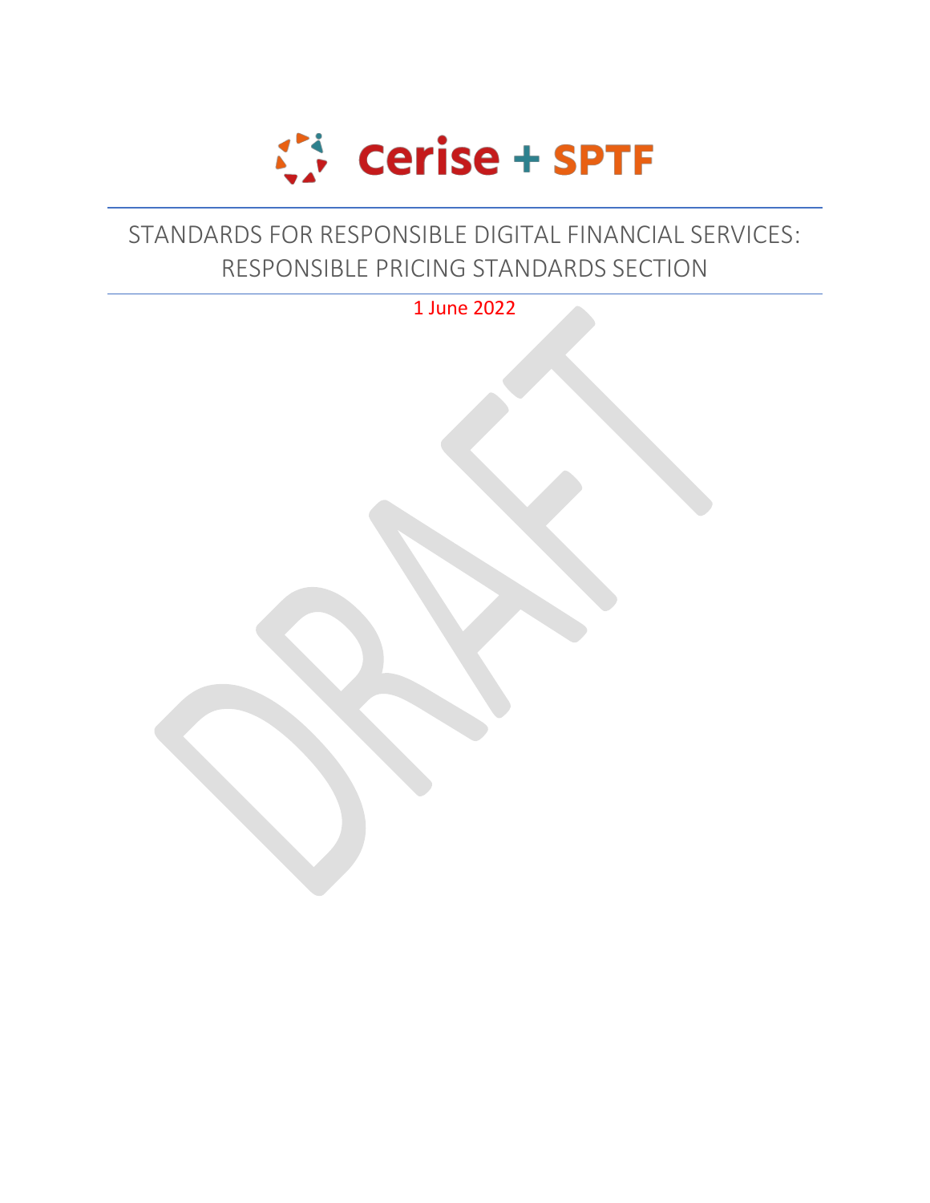Cerise + SPTF

# STANDARDS FOR RESPONSIBLE DIGITAL FINANCIAL SERVICES: RESPONSIBLE PRICING STANDARDS SECTION

1 June 2022

DRAFT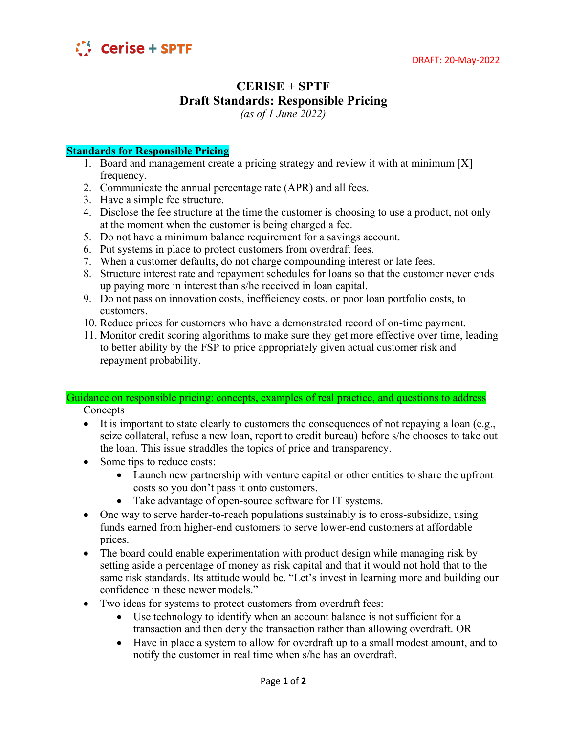DRAFT: 20-May-2022

# CERISE + SPTF
## Draft Standards: Responsible Pricing

*(as of 1 June 2022)*

**Standards for Responsible Pricing**

1. Board and management create a pricing strategy and review it with at minimum [X] frequency.
2. Communicate the annual percentage rate (APR) and all fees.
3. Have a simple fee structure.
4. Disclose the fee structure at the time the customer is choosing to use a product, not only at the moment when the customer is being charged a fee.
5. Do not have a minimum balance requirement for a savings account.
6. Put systems in place to protect customers from overdraft fees.
7. When a customer defaults, do not charge compounding interest or late fees.
8. Structure interest rate and repayment schedules for loans so that the customer never ends up paying more in interest than s/he received in loan capital.
9. Do not pass on innovation costs, inefficiency costs, or poor loan portfolio costs, to customers.
10. Reduce prices for customers who have a demonstrated record of on-time payment.
11. Monitor credit scoring algorithms to make sure they get more effective over time, leading to better ability by the FSP to price appropriately given actual customer risk and repayment probability.

Guidance on responsible pricing: concepts, examples of real practice, and questions to address

Concepts

- It is important to state clearly to customers the consequences of not repaying a loan (e.g., seize collateral, refuse a new loan, report to credit bureau) before s/he chooses to take out the loan. This issue straddles the topics of price and transparency.
- Some tips to reduce costs:
  - Launch new partnership with venture capital or other entities to share the upfront costs so you don't pass it onto customers.
  - Take advantage of open-source software for IT systems.
- One way to serve harder-to-reach populations sustainably is to cross-subsidize, using funds earned from higher-end customers to serve lower-end customers at affordable prices.
- The board could enable experimentation with product design while managing risk by setting aside a percentage of money as risk capital and that it would not hold that to the same risk standards. Its attitude would be, "Let's invest in learning more and building our confidence in these newer models."
- Two ideas for systems to protect customers from overdraft fees:
  - Use technology to identify when an account balance is not sufficient for a transaction and then deny the transaction rather than allowing overdraft. OR
  - Have in place a system to allow for overdraft up to a small modest amount, and to notify the customer in real time when s/he has an overdraft.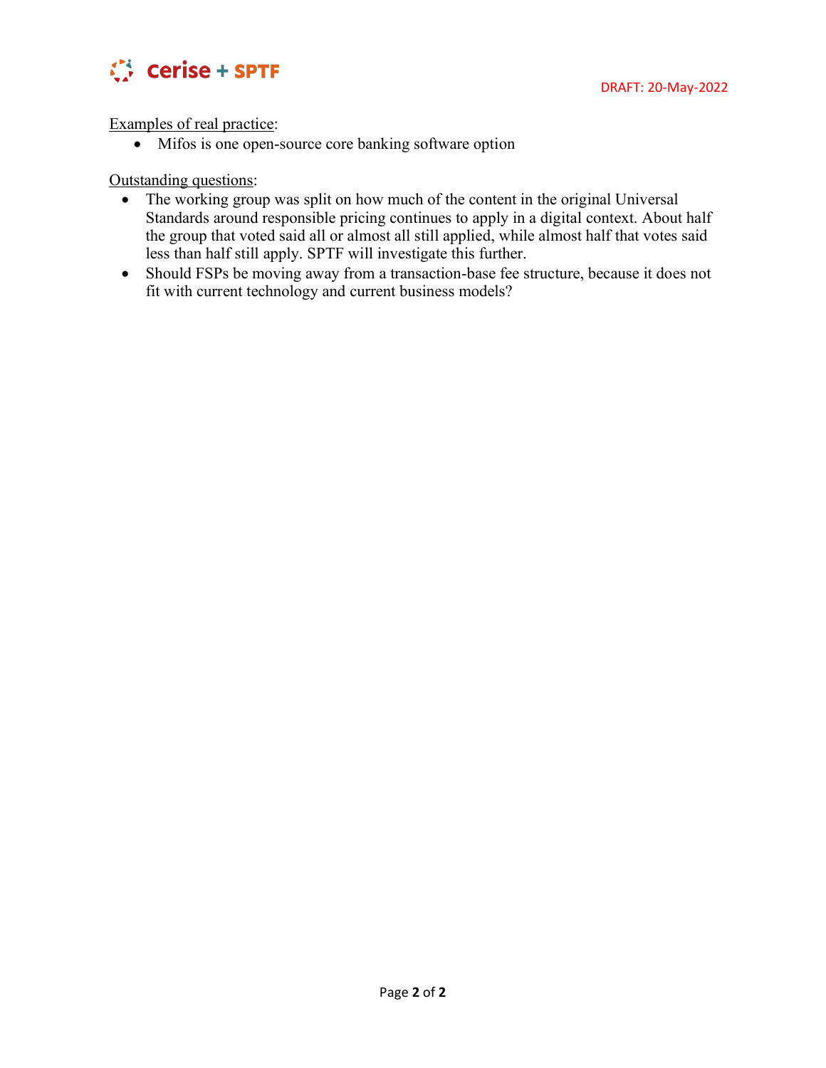Examples of real practice:

- Mifos is one open-source core banking software option

Outstanding questions:

- The working group was split on how much of the content in the original Universal Standards around responsible pricing continues to apply in a digital context. About half the group that voted said all or almost all still applied, while almost half that votes said less than half still apply. SPTF will investigate this further.
- Should FSPs be moving away from a transaction-base fee structure, because it does not fit with current technology and current business models?